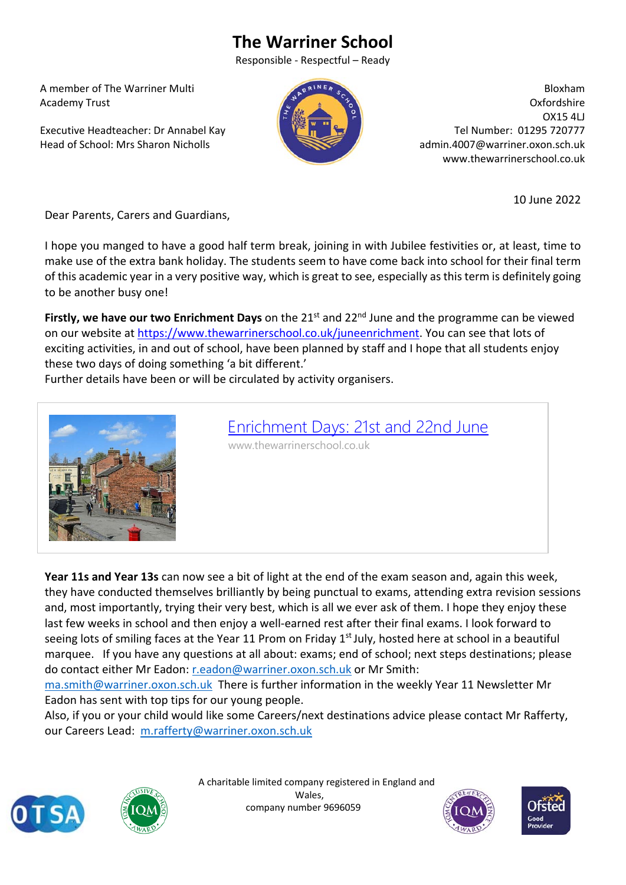# The Warriner School

Responsible - Respectful – Ready

A member of The Warriner Multi Academy Trust

Executive Headteacher: Dr Annabel Kay
Head of School: Mrs Sharon Nicholls

Bloxham
Oxfordshire
OX15 4LJ
Tel Number: 01295 720777
admin.4007@warriner.oxon.sch.uk
www.thewarrinerschool.co.uk

10 June 2022

Dear Parents, Carers and Guardians,

I hope you manged to have a good half term break, joining in with Jubilee festivities or, at least, time to make use of the extra bank holiday. The students seem to have come back into school for their final term of this academic year in a very positive way, which is great to see, especially as this term is definitely going to be another busy one!

**Firstly, we have our two Enrichment Days** on the 21st and 22nd June and the programme can be viewed on our website at https://www.thewarrinerschool.co.uk/juneenrichment. You can see that lots of exciting activities, in and out of school, have been planned by staff and I hope that all students enjoy these two days of doing something 'a bit different.'
Further details have been or will be circulated by activity organisers.

[Enrichment Days: 21st and 22nd June](https://www.thewarrinerschool.co.uk/juneenrichment)
www.thewarrinerschool.co.uk

**Year 11s and Year 13s** can now see a bit of light at the end of the exam season and, again this week, they have conducted themselves brilliantly by being punctual to exams, attending extra revision sessions and, most importantly, trying their very best, which is all we ever ask of them. I hope they enjoy these last few weeks in school and then enjoy a well-earned rest after their final exams. I look forward to seeing lots of smiling faces at the Year 11 Prom on Friday 1st July, hosted here at school in a beautiful marquee. If you have any questions at all about: exams; end of school; next steps destinations; please do contact either Mr Eadon: r.eadon@warriner.oxon.sch.uk or Mr Smith: ma.smith@warriner.oxon.sch.uk There is further information in the weekly Year 11 Newsletter Mr Eadon has sent with top tips for our young people.
Also, if you or your child would like some Careers/next destinations advice please contact Mr Rafferty, our Careers Lead: m.rafferty@warriner.oxon.sch.uk

A charitable limited company registered in England and Wales,
company number 9696059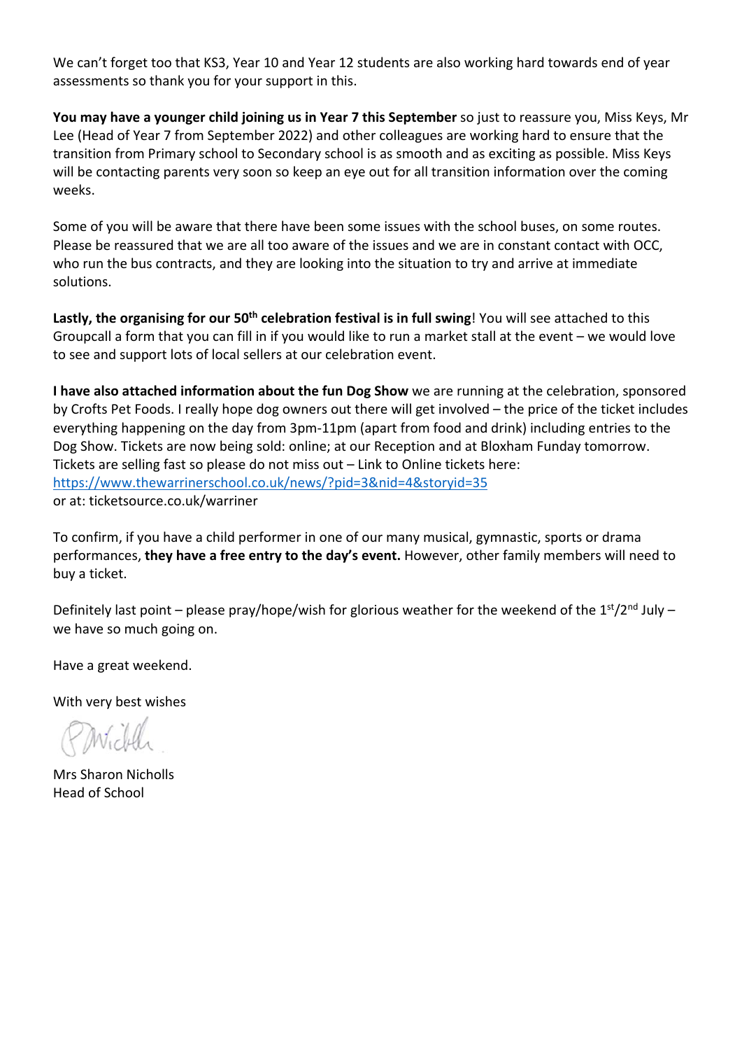We can't forget too that KS3, Year 10 and Year 12 students are also working hard towards end of year assessments so thank you for your support in this.

**You may have a younger child joining us in Year 7 this September** so just to reassure you, Miss Keys, Mr Lee (Head of Year 7 from September 2022) and other colleagues are working hard to ensure that the transition from Primary school to Secondary school is as smooth and as exciting as possible. Miss Keys will be contacting parents very soon so keep an eye out for all transition information over the coming weeks.

Some of you will be aware that there have been some issues with the school buses, on some routes. Please be reassured that we are all too aware of the issues and we are in constant contact with OCC, who run the bus contracts, and they are looking into the situation to try and arrive at immediate solutions.

**Lastly, the organising for our 50th celebration festival is in full swing**! You will see attached to this Groupcall a form that you can fill in if you would like to run a market stall at the event – we would love to see and support lots of local sellers at our celebration event.

**I have also attached information about the fun Dog Show** we are running at the celebration, sponsored by Crofts Pet Foods. I really hope dog owners out there will get involved – the price of the ticket includes everything happening on the day from 3pm-11pm (apart from food and drink) including entries to the Dog Show. Tickets are now being sold: online; at our Reception and at Bloxham Funday tomorrow. Tickets are selling fast so please do not miss out – Link to Online tickets here: [https://www.thewarrinerschool.co.uk/news/?pid=3&nid=4&storyid=35](https://www.thewarrinerschool.co.uk/news/?pid=3&nid=4&storyid=35)
or at: ticketsource.co.uk/warriner

To confirm, if you have a child performer in one of our many musical, gymnastic, sports or drama performances, **they have a free entry to the day's event.** However, other family members will need to buy a ticket.

Definitely last point – please pray/hope/wish for glorious weather for the weekend of the 1st/2nd July – we have so much going on.

Have a great weekend.

With very best wishes

Mrs Sharon Nicholls
Head of School